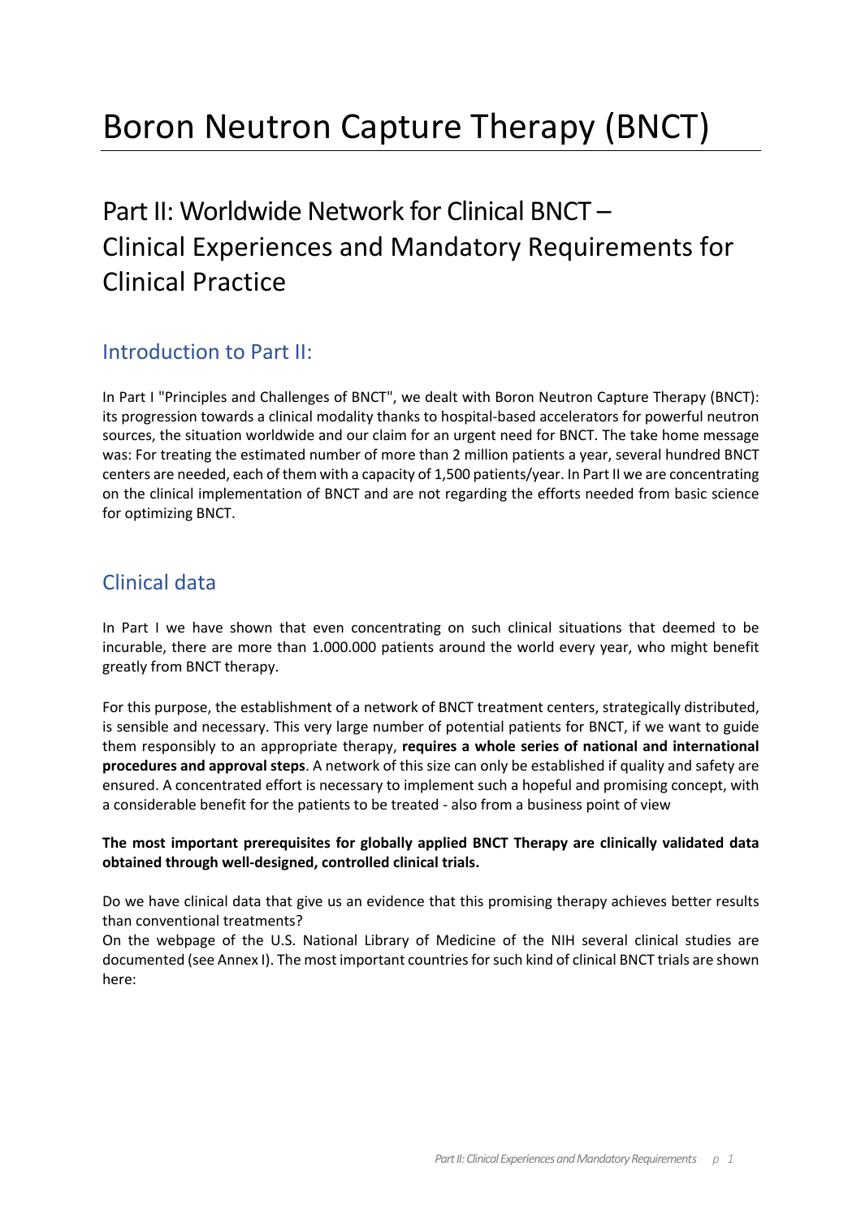# Boron Neutron Capture Therapy (BNCT)

## Part II: Worldwide Network for Clinical BNCT – Clinical Experiences and Mandatory Requirements for Clinical Practice

### Introduction to Part II:

In Part I "Principles and Challenges of BNCT", we dealt with Boron Neutron Capture Therapy (BNCT): its progression towards a clinical modality thanks to hospital-based accelerators for powerful neutron sources, the situation worldwide and our claim for an urgent need for BNCT. The take home message was: For treating the estimated number of more than 2 million patients a year, several hundred BNCT centers are needed, each of them with a capacity of 1,500 patients/year. In Part II we are concentrating on the clinical implementation of BNCT and are not regarding the efforts needed from basic science for optimizing BNCT.

### Clinical data

In Part I we have shown that even concentrating on such clinical situations that deemed to be incurable, there are more than 1.000.000 patients around the world every year, who might benefit greatly from BNCT therapy.

For this purpose, the establishment of a network of BNCT treatment centers, strategically distributed, is sensible and necessary. This very large number of potential patients for BNCT, if we want to guide them responsibly to an appropriate therapy, **requires a whole series of national and international procedures and approval steps**. A network of this size can only be established if quality and safety are ensured. A concentrated effort is necessary to implement such a hopeful and promising concept, with a considerable benefit for the patients to be treated - also from a business point of view

**The most important prerequisites for globally applied BNCT Therapy are clinically validated data obtained through well-designed, controlled clinical trials.**

Do we have clinical data that give us an evidence that this promising therapy achieves better results than conventional treatments?

On the webpage of the U.S. National Library of Medicine of the NIH several clinical studies are documented (see Annex I). The most important countries for such kind of clinical BNCT trials are shown here: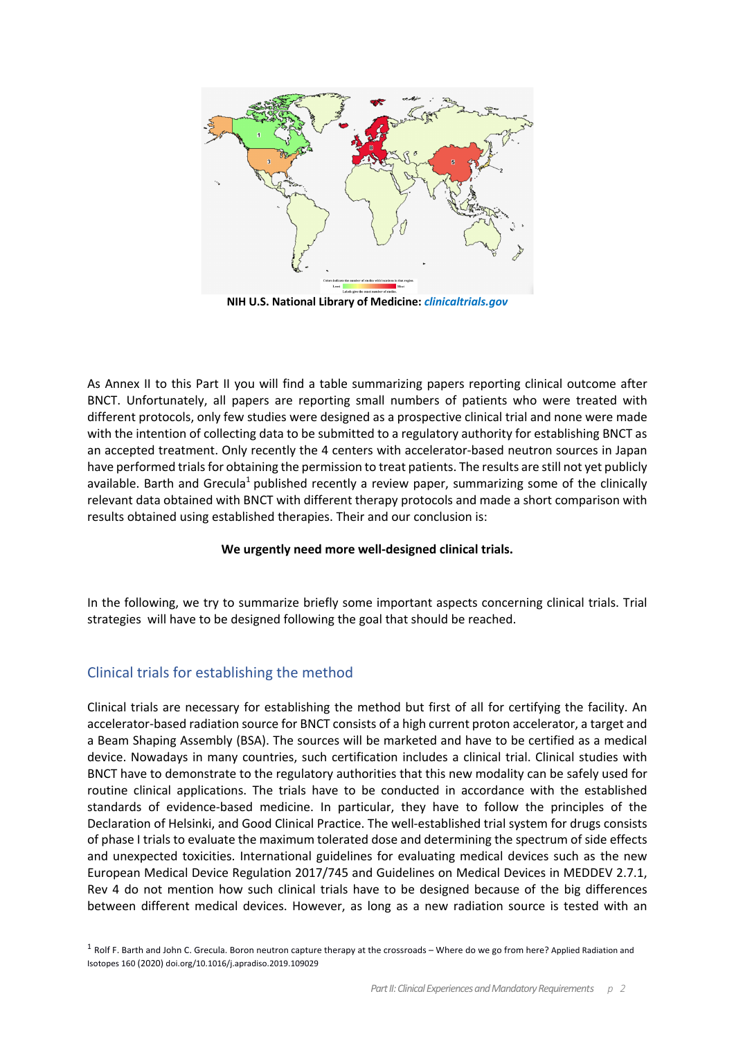NIH U.S. National Library of Medicine: *clinicaltrials.gov*

As Annex II to this Part II you will find a table summarizing papers reporting clinical outcome after BNCT. Unfortunately, all papers are reporting small numbers of patients who were treated with different protocols, only few studies were designed as a prospective clinical trial and none were made with the intention of collecting data to be submitted to a regulatory authority for establishing BNCT as an accepted treatment. Only recently the 4 centers with accelerator-based neutron sources in Japan have performed trials for obtaining the permission to treat patients. The results are still not yet publicly available. Barth and Grecula[1] published recently a review paper, summarizing some of the clinically relevant data obtained with BNCT with different therapy protocols and made a short comparison with results obtained using established therapies. Their and our conclusion is:

**We urgently need more well-designed clinical trials.**

In the following, we try to summarize briefly some important aspects concerning clinical trials. Trial strategies will have to be designed following the goal that should be reached.

## Clinical trials for establishing the method

Clinical trials are necessary for establishing the method but first of all for certifying the facility. An accelerator-based radiation source for BNCT consists of a high current proton accelerator, a target and a Beam Shaping Assembly (BSA). The sources will be marketed and have to be certified as a medical device. Nowadays in many countries, such certification includes a clinical trial. Clinical studies with BNCT have to demonstrate to the regulatory authorities that this new modality can be safely used for routine clinical applications. The trials have to be conducted in accordance with the established standards of evidence-based medicine. In particular, they have to follow the principles of the Declaration of Helsinki, and Good Clinical Practice. The well-established trial system for drugs consists of phase I trials to evaluate the maximum tolerated dose and determining the spectrum of side effects and unexpected toxicities. International guidelines for evaluating medical devices such as the new European Medical Device Regulation 2017/745 and Guidelines on Medical Devices in MEDDEV 2.7.1, Rev 4 do not mention how such clinical trials have to be designed because of the big differences between different medical devices. However, as long as a new radiation source is tested with an

[1] Rolf F. Barth and John C. Grecula. Boron neutron capture therapy at the crossroads – Where do we go from here? Applied Radiation and Isotopes 160 (2020) doi.org/10.1016/j.apradiso.2019.109029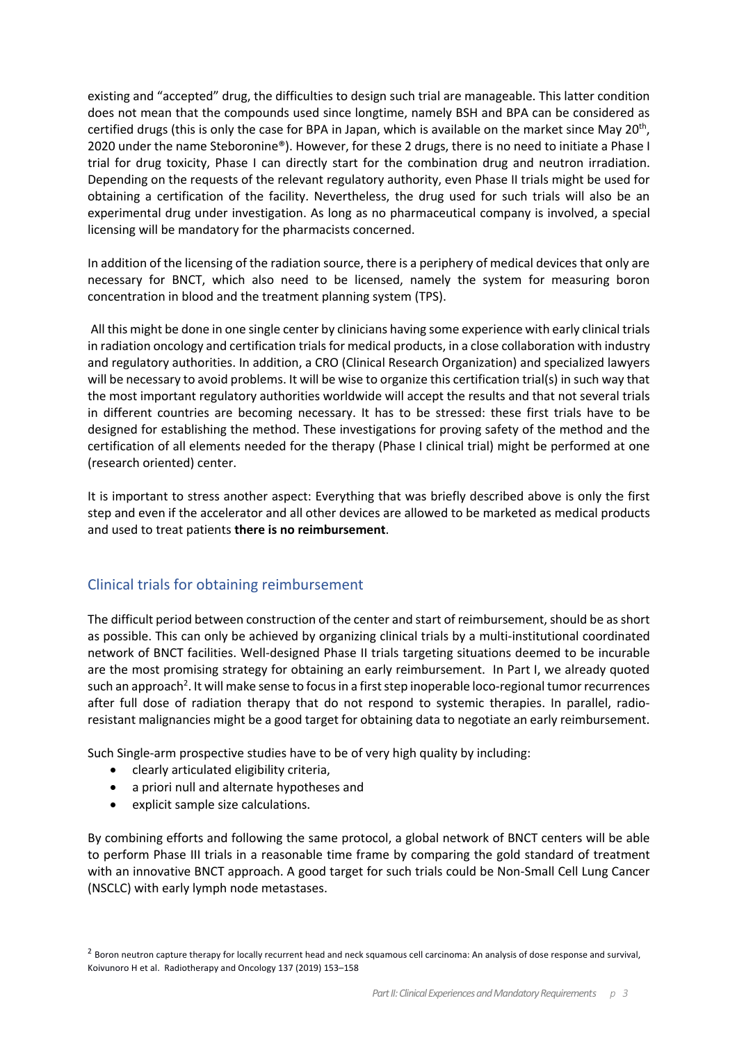existing and "accepted" drug, the difficulties to design such trial are manageable. This latter condition does not mean that the compounds used since longtime, namely BSH and BPA can be considered as certified drugs (this is only the case for BPA in Japan, which is available on the market since May 20th, 2020 under the name Steboronine®). However, for these 2 drugs, there is no need to initiate a Phase I trial for drug toxicity, Phase I can directly start for the combination drug and neutron irradiation. Depending on the requests of the relevant regulatory authority, even Phase II trials might be used for obtaining a certification of the facility. Nevertheless, the drug used for such trials will also be an experimental drug under investigation. As long as no pharmaceutical company is involved, a special licensing will be mandatory for the pharmacists concerned.

In addition of the licensing of the radiation source, there is a periphery of medical devices that only are necessary for BNCT, which also need to be licensed, namely the system for measuring boron concentration in blood and the treatment planning system (TPS).

All this might be done in one single center by clinicians having some experience with early clinical trials in radiation oncology and certification trials for medical products, in a close collaboration with industry and regulatory authorities. In addition, a CRO (Clinical Research Organization) and specialized lawyers will be necessary to avoid problems. It will be wise to organize this certification trial(s) in such way that the most important regulatory authorities worldwide will accept the results and that not several trials in different countries are becoming necessary. It has to be stressed: these first trials have to be designed for establishing the method. These investigations for proving safety of the method and the certification of all elements needed for the therapy (Phase I clinical trial) might be performed at one (research oriented) center.

It is important to stress another aspect: Everything that was briefly described above is only the first step and even if the accelerator and all other devices are allowed to be marketed as medical products and used to treat patients **there is no reimbursement**.

## Clinical trials for obtaining reimbursement

The difficult period between construction of the center and start of reimbursement, should be as short as possible. This can only be achieved by organizing clinical trials by a multi-institutional coordinated network of BNCT facilities. Well-designed Phase II trials targeting situations deemed to be incurable are the most promising strategy for obtaining an early reimbursement. In Part I, we already quoted such an approach[2]. It will make sense to focus in a first step inoperable loco-regional tumor recurrences after full dose of radiation therapy that do not respond to systemic therapies. In parallel, radio-resistant malignancies might be a good target for obtaining data to negotiate an early reimbursement.

Such Single-arm prospective studies have to be of very high quality by including:

- clearly articulated eligibility criteria,
- a priori null and alternate hypotheses and
- explicit sample size calculations.

By combining efforts and following the same protocol, a global network of BNCT centers will be able to perform Phase III trials in a reasonable time frame by comparing the gold standard of treatment with an innovative BNCT approach. A good target for such trials could be Non-Small Cell Lung Cancer (NSCLC) with early lymph node metastases.

[2] Boron neutron capture therapy for locally recurrent head and neck squamous cell carcinoma: An analysis of dose response and survival, Koivunoro H et al. Radiotherapy and Oncology 137 (2019) 153–158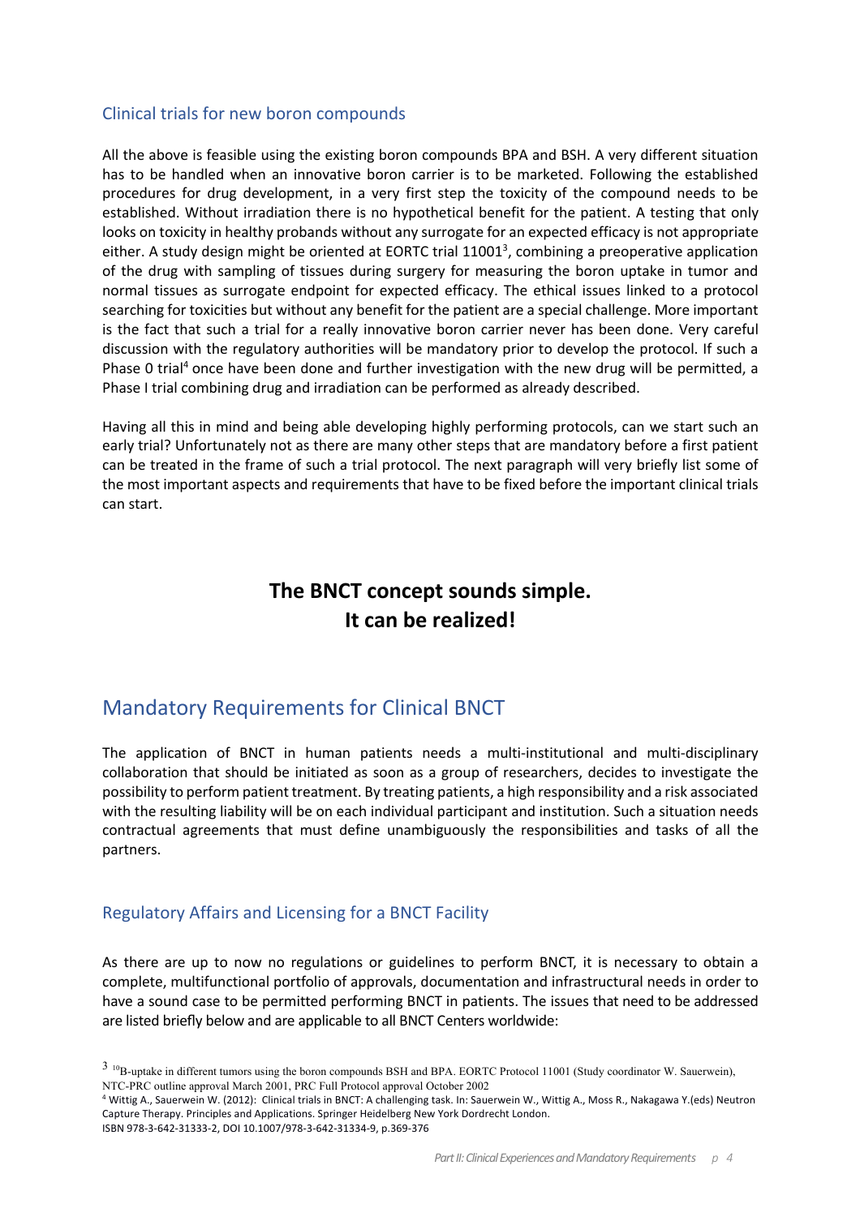### Clinical trials for new boron compounds

All the above is feasible using the existing boron compounds BPA and BSH. A very different situation has to be handled when an innovative boron carrier is to be marketed. Following the established procedures for drug development, in a very first step the toxicity of the compound needs to be established. Without irradiation there is no hypothetical benefit for the patient. A testing that only looks on toxicity in healthy probands without any surrogate for an expected efficacy is not appropriate either. A study design might be oriented at EORTC trial 11001[3], combining a preoperative application of the drug with sampling of tissues during surgery for measuring the boron uptake in tumor and normal tissues as surrogate endpoint for expected efficacy. The ethical issues linked to a protocol searching for toxicities but without any benefit for the patient are a special challenge. More important is the fact that such a trial for a really innovative boron carrier never has been done. Very careful discussion with the regulatory authorities will be mandatory prior to develop the protocol. If such a Phase 0 trial[4] once have been done and further investigation with the new drug will be permitted, a Phase I trial combining drug and irradiation can be performed as already described.

Having all this in mind and being able developing highly performing protocols, can we start such an early trial? Unfortunately not as there are many other steps that are mandatory before a first patient can be treated in the frame of such a trial protocol. The next paragraph will very briefly list some of the most important aspects and requirements that have to be fixed before the important clinical trials can start.

**The BNCT concept sounds simple.**
**It can be realized!**

## Mandatory Requirements for Clinical BNCT

The application of BNCT in human patients needs a multi-institutional and multi-disciplinary collaboration that should be initiated as soon as a group of researchers, decides to investigate the possibility to perform patient treatment. By treating patients, a high responsibility and a risk associated with the resulting liability will be on each individual participant and institution. Such a situation needs contractual agreements that must define unambiguously the responsibilities and tasks of all the partners.

### Regulatory Affairs and Licensing for a BNCT Facility

As there are up to now no regulations or guidelines to perform BNCT, it is necessary to obtain a complete, multifunctional portfolio of approvals, documentation and infrastructural needs in order to have a sound case to be permitted performing BNCT in patients. The issues that need to be addressed are listed briefly below and are applicable to all BNCT Centers worldwide:

---

[3] $^{10}$B-uptake in different tumors using the boron compounds BSH and BPA. EORTC Protocol 11001 (Study coordinator W. Sauerwein), NTC-PRC outline approval March 2001, PRC Full Protocol approval October 2002

[4] Wittig A., Sauerwein W. (2012): Clinical trials in BNCT: A challenging task. In: Sauerwein W., Wittig A., Moss R., Nakagawa Y.(eds) Neutron Capture Therapy. Principles and Applications. Springer Heidelberg New York Dordrecht London. ISBN 978-3-642-31333-2, DOI 10.1007/978-3-642-31334-9, p.369-376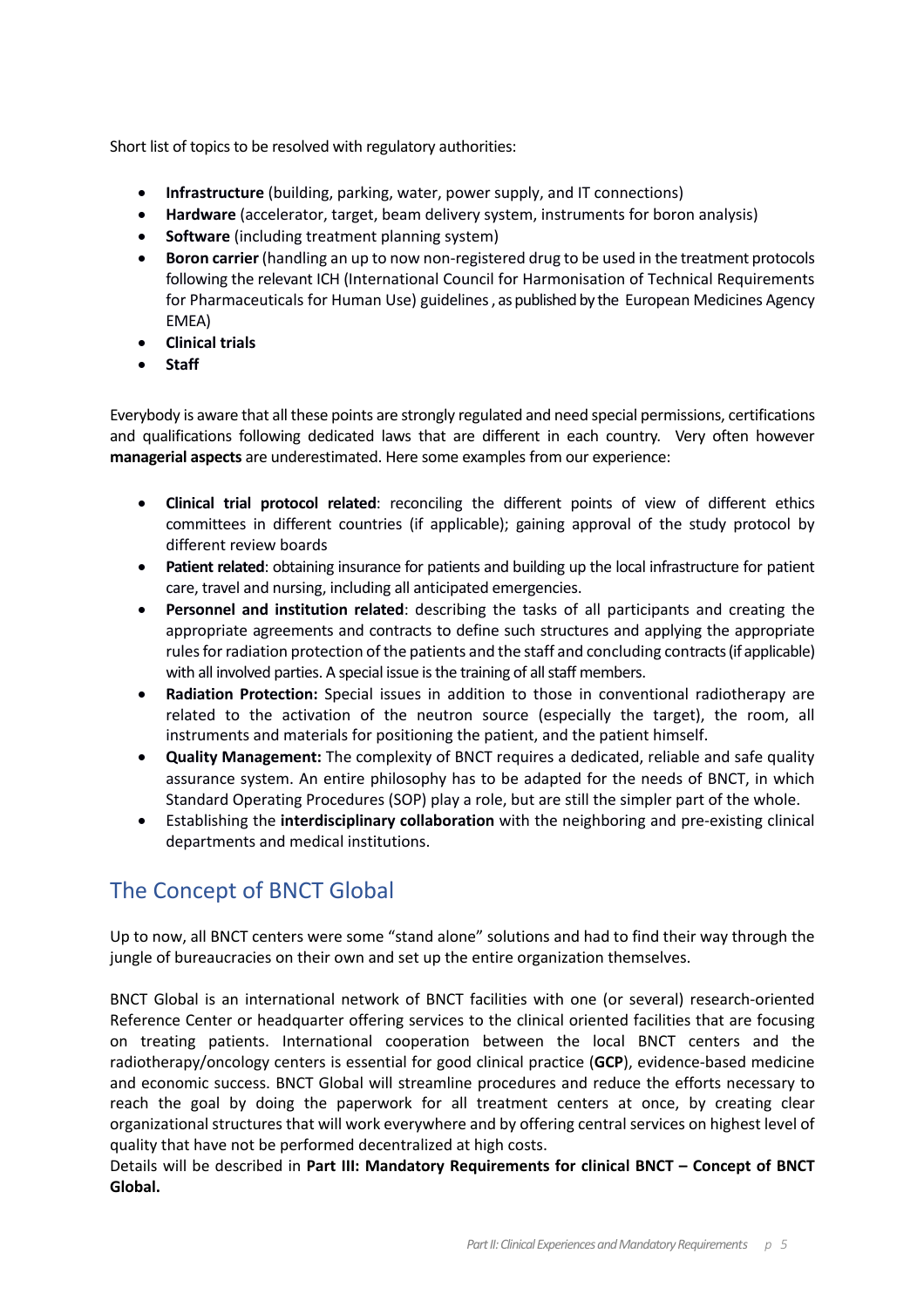Short list of topics to be resolved with regulatory authorities:

- **Infrastructure** (building, parking, water, power supply, and IT connections)
- **Hardware** (accelerator, target, beam delivery system, instruments for boron analysis)
- **Software** (including treatment planning system)
- **Boron carrier** (handling an up to now non-registered drug to be used in the treatment protocols following the relevant ICH (International Council for Harmonisation of Technical Requirements for Pharmaceuticals for Human Use) guidelines , as published by the European Medicines Agency EMEA)
- **Clinical trials**
- **Staff**

Everybody is aware that all these points are strongly regulated and need special permissions, certifications and qualifications following dedicated laws that are different in each country. Very often however **managerial aspects** are underestimated. Here some examples from our experience:

- **Clinical trial protocol related**: reconciling the different points of view of different ethics committees in different countries (if applicable); gaining approval of the study protocol by different review boards
- **Patient related**: obtaining insurance for patients and building up the local infrastructure for patient care, travel and nursing, including all anticipated emergencies.
- **Personnel and institution related**: describing the tasks of all participants and creating the appropriate agreements and contracts to define such structures and applying the appropriate rules for radiation protection of the patients and the staff and concluding contracts (if applicable) with all involved parties. A special issue is the training of all staff members.
- **Radiation Protection:** Special issues in addition to those in conventional radiotherapy are related to the activation of the neutron source (especially the target), the room, all instruments and materials for positioning the patient, and the patient himself.
- **Quality Management:** The complexity of BNCT requires a dedicated, reliable and safe quality assurance system. An entire philosophy has to be adapted for the needs of BNCT, in which Standard Operating Procedures (SOP) play a role, but are still the simpler part of the whole.
- Establishing the **interdisciplinary collaboration** with the neighboring and pre-existing clinical departments and medical institutions.

## The Concept of BNCT Global

Up to now, all BNCT centers were some "stand alone" solutions and had to find their way through the jungle of bureaucracies on their own and set up the entire organization themselves.

BNCT Global is an international network of BNCT facilities with one (or several) research-oriented Reference Center or headquarter offering services to the clinical oriented facilities that are focusing on treating patients. International cooperation between the local BNCT centers and the radiotherapy/oncology centers is essential for good clinical practice (**GCP**), evidence-based medicine and economic success. BNCT Global will streamline procedures and reduce the efforts necessary to reach the goal by doing the paperwork for all treatment centers at once, by creating clear organizational structures that will work everywhere and by offering central services on highest level of quality that have not be performed decentralized at high costs.
Details will be described in **Part III: Mandatory Requirements for clinical BNCT – Concept of BNCT Global.**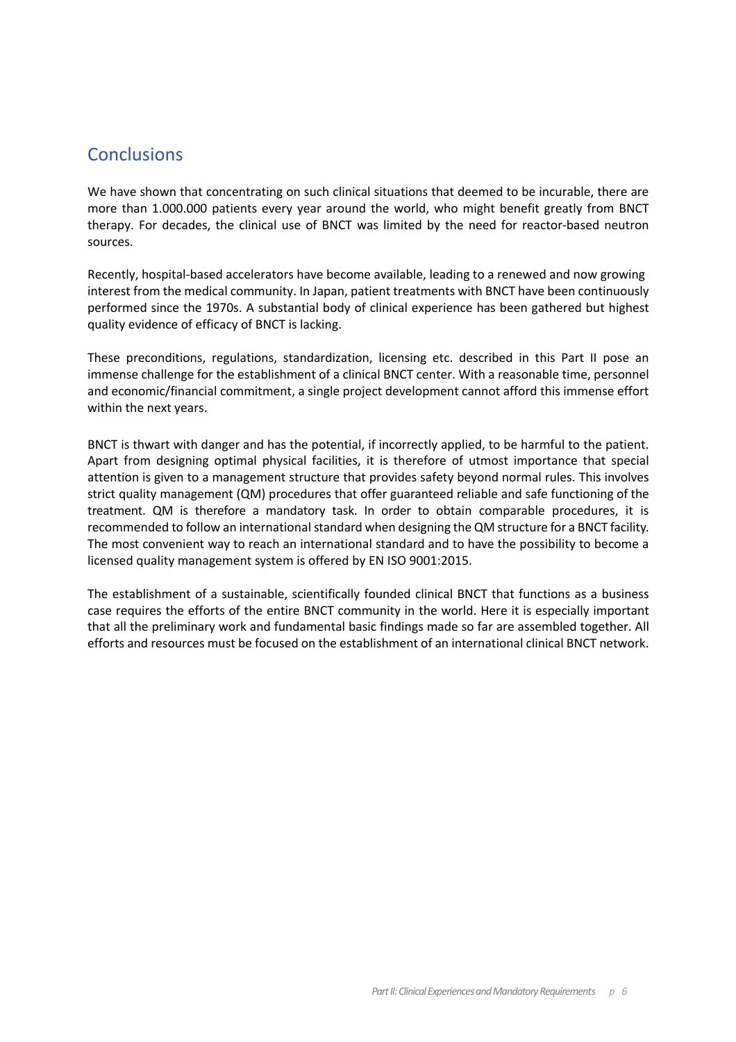## Conclusions

We have shown that concentrating on such clinical situations that deemed to be incurable, there are more than 1.000.000 patients every year around the world, who might benefit greatly from BNCT therapy. For decades, the clinical use of BNCT was limited by the need for reactor-based neutron sources.

Recently, hospital-based accelerators have become available, leading to a renewed and now growing interest from the medical community. In Japan, patient treatments with BNCT have been continuously performed since the 1970s. A substantial body of clinical experience has been gathered but highest quality evidence of efficacy of BNCT is lacking.

These preconditions, regulations, standardization, licensing etc. described in this Part II pose an immense challenge for the establishment of a clinical BNCT center. With a reasonable time, personnel and economic/financial commitment, a single project development cannot afford this immense effort within the next years.

BNCT is thwart with danger and has the potential, if incorrectly applied, to be harmful to the patient. Apart from designing optimal physical facilities, it is therefore of utmost importance that special attention is given to a management structure that provides safety beyond normal rules. This involves strict quality management (QM) procedures that offer guaranteed reliable and safe functioning of the treatment. QM is therefore a mandatory task. In order to obtain comparable procedures, it is recommended to follow an international standard when designing the QM structure for a BNCT facility. The most convenient way to reach an international standard and to have the possibility to become a licensed quality management system is offered by EN ISO 9001:2015.

The establishment of a sustainable, scientifically founded clinical BNCT that functions as a business case requires the efforts of the entire BNCT community in the world. Here it is especially important that all the preliminary work and fundamental basic findings made so far are assembled together. All efforts and resources must be focused on the establishment of an international clinical BNCT network.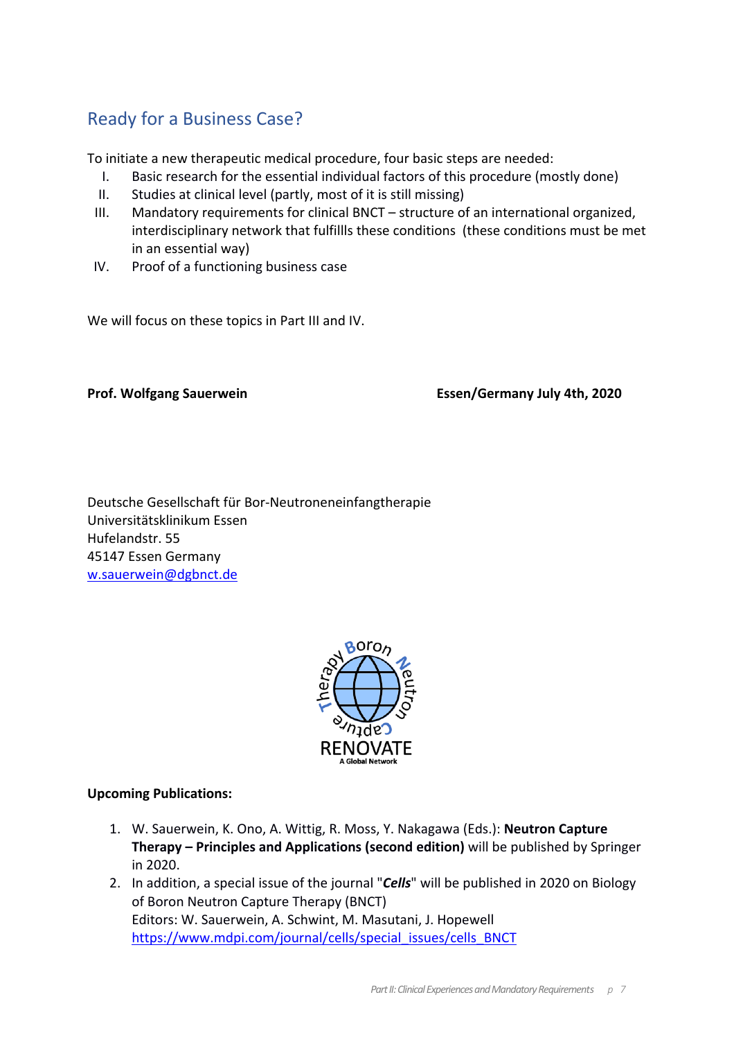## Ready for a Business Case?

To initiate a new therapeutic medical procedure, four basic steps are needed:

I. Basic research for the essential individual factors of this procedure (mostly done)
II. Studies at clinical level (partly, most of it is still missing)
III. Mandatory requirements for clinical BNCT – structure of an international organized, interdisciplinary network that fulfillls these conditions (these conditions must be met in an essential way)
IV. Proof of a functioning business case

We will focus on these topics in Part III and IV.

**Prof. Wolfgang Sauerwein** **Essen/Germany July 4th, 2020**

Deutsche Gesellschaft für Bor-Neutroneneinfangtherapie
Universitätsklinikum Essen
Hufelandstr. 55
45147 Essen Germany
w.sauerwein@dgbnct.de

**Upcoming Publications:**

1. W. Sauerwein, K. Ono, A. Wittig, R. Moss, Y. Nakagawa (Eds.): **Neutron Capture Therapy – Principles and Applications (second edition)** will be published by Springer in 2020.
2. In addition, a special issue of the journal "***Cells***" will be published in 2020 on Biology of Boron Neutron Capture Therapy (BNCT)
   Editors: W. Sauerwein, A. Schwint, M. Masutani, J. Hopewell
   https://www.mdpi.com/journal/cells/special_issues/cells_BNCT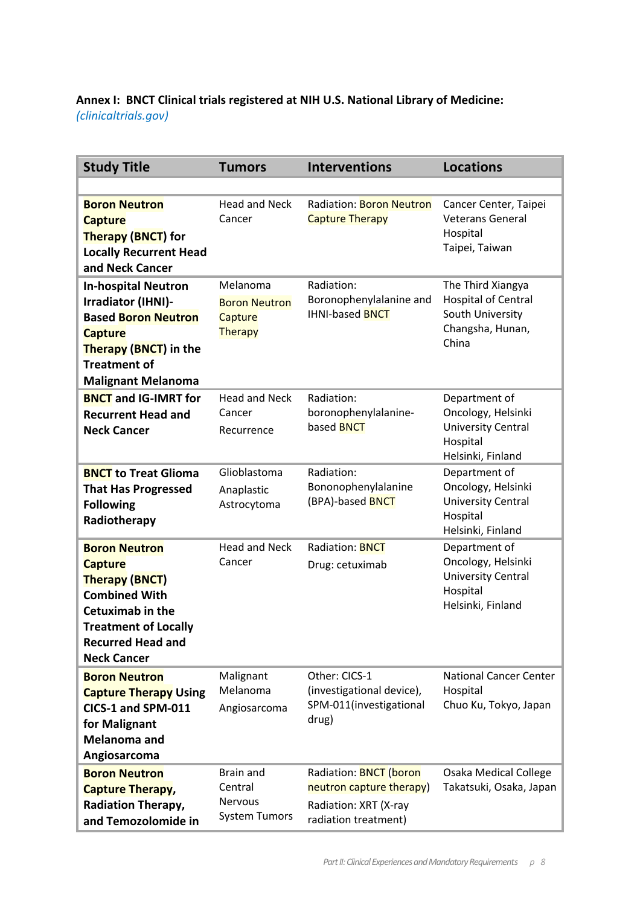**Annex I: BNCT Clinical trials registered at NIH U.S. National Library of Medicine:** *(clinicaltrials.gov)*

| Study Title | Tumors | Interventions | Locations |
|---|---|---|---|
| | | | |
| **Boron Neutron Capture Therapy (BNCT) for Locally Recurrent Head and Neck Cancer** | Head and Neck Cancer | Radiation: Boron Neutron Capture Therapy | Cancer Center, Taipei Veterans General Hospital Taipei, Taiwan |
| **In-hospital Neutron Irradiator (IHNI)-Based Boron Neutron Capture Therapy (BNCT) in the Treatment of Malignant Melanoma** | Melanoma<br>Boron Neutron Capture Therapy | Radiation: Boronophenylalanine and IHNI-based BNCT | The Third Xiangya Hospital of Central South University Changsha, Hunan, China |
| **BNCT and IG-IMRT for Recurrent Head and Neck Cancer** | Head and Neck Cancer<br>Recurrence | Radiation: boronophenylalanine-based BNCT | Department of Oncology, Helsinki University Central Hospital Helsinki, Finland |
| **BNCT to Treat Glioma That Has Progressed Following Radiotherapy** | Glioblastoma<br>Anaplastic Astrocytoma | Radiation: Bononophenylalanine (BPA)-based BNCT | Department of Oncology, Helsinki University Central Hospital Helsinki, Finland |
| **Boron Neutron Capture Therapy (BNCT) Combined With Cetuximab in the Treatment of Locally Recurred Head and Neck Cancer** | Head and Neck Cancer | Radiation: BNCT<br>Drug: cetuximab | Department of Oncology, Helsinki University Central Hospital Helsinki, Finland |
| **Boron Neutron Capture Therapy Using CICS-1 and SPM-011 for Malignant Melanoma and Angiosarcoma** | Malignant Melanoma<br>Angiosarcoma | Other: CICS-1 (investigational device), SPM-011(investigational drug) | National Cancer Center Hospital Chuo Ku, Tokyo, Japan |
| **Boron Neutron Capture Therapy, Radiation Therapy, and Temozolomide in** | Brain and Central Nervous System Tumors | Radiation: BNCT (boron neutron capture therapy)<br>Radiation: XRT (X-ray radiation treatment) | Osaka Medical College Takatsuki, Osaka, Japan |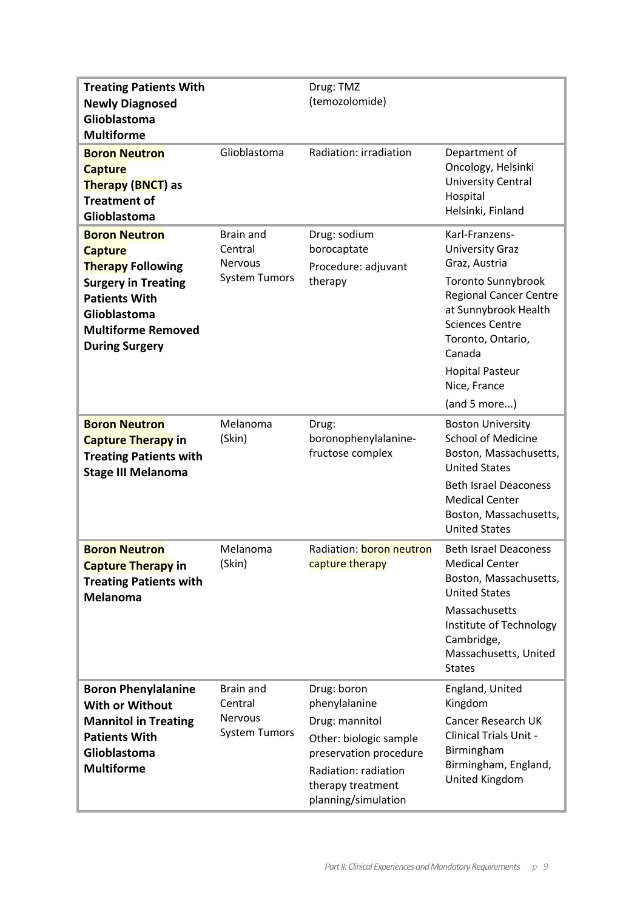| | | | |
|---|---|---|---|
| **Treating Patients With Newly Diagnosed Glioblastoma Multiforme** | | Drug: TMZ (temozolomide) | |
| **Boron Neutron Capture Therapy (BNCT) as Treatment of Glioblastoma** | Glioblastoma | Radiation: irradiation | Department of Oncology, Helsinki University Central Hospital<br>Helsinki, Finland |
| **Boron Neutron Capture Therapy Following Surgery in Treating Patients With Glioblastoma Multiforme Removed During Surgery** | Brain and Central Nervous System Tumors | Drug: sodium borocaptate<br>Procedure: adjuvant therapy | Karl-Franzens-University Graz<br>Graz, Austria<br>Toronto Sunnybrook Regional Cancer Centre at Sunnybrook Health Sciences Centre<br>Toronto, Ontario, Canada<br>Hopital Pasteur<br>Nice, France<br>(and 5 more...) |
| **Boron Neutron Capture Therapy in Treating Patients with Stage III Melanoma** | Melanoma (Skin) | Drug: boronophenylalanine-fructose complex | Boston University School of Medicine<br>Boston, Massachusetts, United States<br>Beth Israel Deaconess Medical Center<br>Boston, Massachusetts, United States |
| **Boron Neutron Capture Therapy in Treating Patients with Melanoma** | Melanoma (Skin) | Radiation: boron neutron capture therapy | Beth Israel Deaconess Medical Center<br>Boston, Massachusetts, United States<br>Massachusetts Institute of Technology<br>Cambridge, Massachusetts, United States |
| **Boron Phenylalanine With or Without Mannitol in Treating Patients With Glioblastoma Multiforme** | Brain and Central Nervous System Tumors | Drug: boron phenylalanine<br>Drug: mannitol<br>Other: biologic sample preservation procedure<br>Radiation: radiation therapy treatment planning/simulation | England, United Kingdom<br>Cancer Research UK Clinical Trials Unit - Birmingham<br>Birmingham, England, United Kingdom |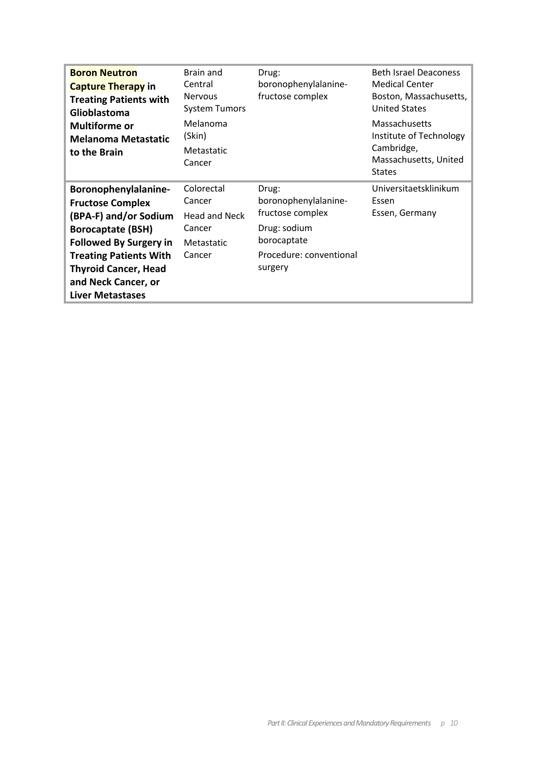| | | | |
|---|---|---|---|
| **Boron Neutron Capture Therapy in Treating Patients with Glioblastoma Multiforme or Melanoma Metastatic to the Brain** | Brain and Central Nervous System Tumors<br>Melanoma (Skin)<br>Metastatic Cancer | Drug: boronophenylalanine-fructose complex | Beth Israel Deaconess Medical Center Boston, Massachusetts, United States<br>Massachusetts Institute of Technology Cambridge, Massachusetts, United States |
| **Boronophenylalanine-Fructose Complex (BPA-F) and/or Sodium Borocaptate (BSH) Followed By Surgery in Treating Patients With Thyroid Cancer, Head and Neck Cancer, or Liver Metastases** | Colorectal Cancer<br>Head and Neck Cancer<br>Metastatic Cancer | Drug: boronophenylalanine-fructose complex<br>Drug: sodium borocaptate<br>Procedure: conventional surgery | Universitaetsklinikum Essen<br>Essen, Germany |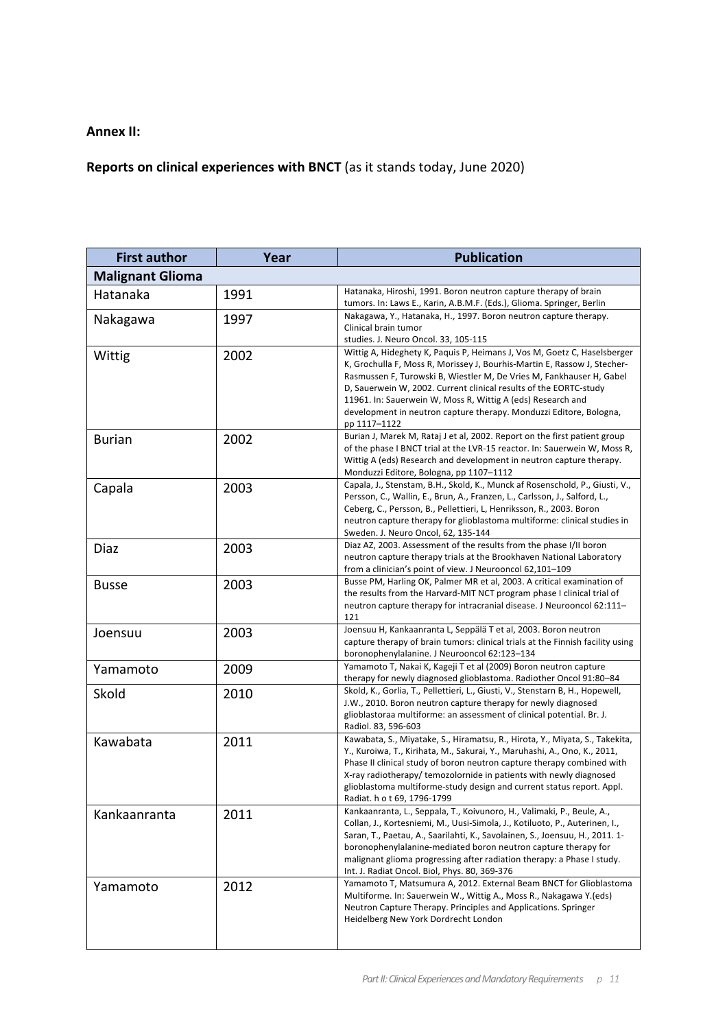**Annex II:**

**Reports on clinical experiences with BNCT** (as it stands today, June 2020)

| First author | Year | Publication |
|---|---|---|
| **Malignant Glioma** | | |
| Hatanaka | 1991 | Hatanaka, Hiroshi, 1991. Boron neutron capture therapy of brain tumors. In: Laws E., Karin, A.B.M.F. (Eds.), Glioma. Springer, Berlin |
| Nakagawa | 1997 | Nakagawa, Y., Hatanaka, H., 1997. Boron neutron capture therapy. Clinical brain tumor studies. J. Neuro Oncol. 33, 105-115 |
| Wittig | 2002 | Wittig A, Hideghety K, Paquis P, Heimans J, Vos M, Goetz C, Haselsberger K, Grochulla F, Moss R, Morissey J, Bourhis-Martin E, Rassow J, Stecher-Rasmussen F, Turowski B, Wiestler M, De Vries M, Fankhauser H, Gabel D, Sauerwein W, 2002. Current clinical results of the EORTC-study 11961. In: Sauerwein W, Moss R, Wittig A (eds) Research and development in neutron capture therapy. Monduzzi Editore, Bologna, pp 1117–1122 |
| Burian | 2002 | Burian J, Marek M, Rataj J et al, 2002. Report on the first patient group of the phase I BNCT trial at the LVR-15 reactor. In: Sauerwein W, Moss R, Wittig A (eds) Research and development in neutron capture therapy. Monduzzi Editore, Bologna, pp 1107–1112 |
| Capala | 2003 | Capala, J., Stenstam, B.H., Skold, K., Munck af Rosenschold, P., Giusti, V., Persson, C., Wallin, E., Brun, A., Franzen, L., Carlsson, J., Salford, L., Ceberg, C., Persson, B., Pellettieri, L, Henriksson, R., 2003. Boron neutron capture therapy for glioblastoma multiforme: clinical studies in Sweden. J. Neuro Oncol, 62, 135-144 |
| Diaz | 2003 | Diaz AZ, 2003. Assessment of the results from the phase I/II boron neutron capture therapy trials at the Brookhaven National Laboratory from a clinician's point of view. J Neurooncol 62,101–109 |
| Busse | 2003 | Busse PM, Harling OK, Palmer MR et al, 2003. A critical examination of the results from the Harvard-MIT NCT program phase I clinical trial of neutron capture therapy for intracranial disease. J Neurooncol 62:111–121 |
| Joensuu | 2003 | Joensuu H, Kankaanranta L, Seppälä T et al, 2003. Boron neutron capture therapy of brain tumors: clinical trials at the Finnish facility using boronophenylalanine. J Neurooncol 62:123–134 |
| Yamamoto | 2009 | Yamamoto T, Nakai K, Kageji T et al (2009) Boron neutron capture therapy for newly diagnosed glioblastoma. Radiother Oncol 91:80–84 |
| Skold | 2010 | Skold, K., Gorlia, T., Pellettieri, L., Giusti, V., Stenstarn B, H., Hopewell, J.W., 2010. Boron neutron capture therapy for newly diagnosed glioblastoraa multiforme: an assessment of clinical potential. Br. J. Radiol. 83, 596-603 |
| Kawabata | 2011 | Kawabata, S., Miyatake, S., Hiramatsu, R., Hirota, Y., Miyata, S., Takekita, Y., Kuroiwa, T., Kirihata, M., Sakurai, Y., Maruhashi, A., Ono, K., 2011, Phase II clinical study of boron neutron capture therapy combined with X-ray radiotherapy/ temozolornide in patients with newly diagnosed glioblastoma multiforme-study design and current status report. Appl. Radiat. h o t 69, 1796-1799 |
| Kankaanranta | 2011 | Kankaanranta, L., Seppala, T., Koivunoro, H., Valimaki, P., Beule, A., Collan, J., Kortesniemi, M., Uusi-Simola, J., Kotiluoto, P., Auterinen, I., Saran, T., Paetau, A., Saarilahti, K., Savolainen, S., Joensuu, H., 2011. 1-boronophenylalanine-mediated boron neutron capture therapy for malignant glioma progressing after radiation therapy: a Phase I study. Int. J. Radiat Oncol. Biol, Phys. 80, 369-376 |
| Yamamoto | 2012 | Yamamoto T, Matsumura A, 2012. External Beam BNCT for Glioblastoma Multiforme. In: Sauerwein W., Wittig A., Moss R., Nakagawa Y.(eds) Neutron Capture Therapy. Principles and Applications. Springer Heidelberg New York Dordrecht London |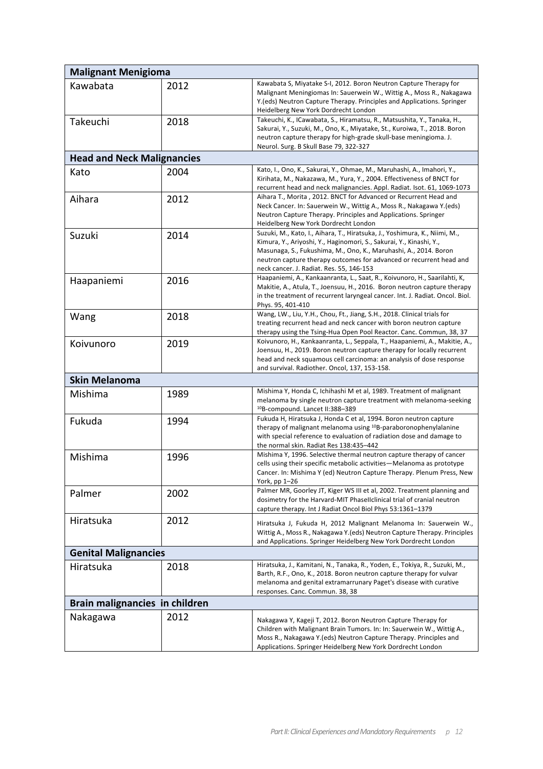| | | |
|---|---|---|
| **Malignant Menigioma** | | |
| Kawabata | 2012 | Kawabata S, Miyatake S-I, 2012. Boron Neutron Capture Therapy for Malignant Meningiomas In: Sauerwein W., Wittig A., Moss R., Nakagawa Y.(eds) Neutron Capture Therapy. Principles and Applications. Springer Heidelberg New York Dordrecht London |
| Takeuchi | 2018 | Takeuchi, K., ICawabata, S., Hiramatsu, R., Matsushita, Y., Tanaka, H., Sakurai, Y., Suzuki, M., Ono, K., Miyatake, St., Kuroiwa, T., 2018. Boron neutron capture therapy for high-grade skull-base meningioma. J. Neurol. Surg. B Skull Base 79, 322-327 |
| **Head and Neck Malignancies** | | |
| Kato | 2004 | Kato, I., Ono, K., Sakurai, Y., Ohmae, M., Maruhashi, A., Imahori, Y., Kirihata, M., Nakazawa, M., Yura, Y., 2004. Effectiveness of BNCT for recurrent head and neck malignancies. Appl. Radiat. Isot. 61, 1069-1073 |
| Aihara | 2012 | Aihara T., Morita , 2012. BNCT for Advanced or Recurrent Head and Neck Cancer. In: Sauerwein W., Wittig A., Moss R., Nakagawa Y.(eds) Neutron Capture Therapy. Principles and Applications. Springer Heidelberg New York Dordrecht London |
| Suzuki | 2014 | Suzuki, M., Kato, I., Aihara, T., Hiratsuka, J., Yoshimura, K., Niimi, M., Kimura, Y., Ariyoshi, Y., Haginomori, S., Sakurai, Y., Kinashi, Y., Masunaga, S., Fukushima, M., Ono, K., Maruhashi, A., 2014. Boron neutron capture therapy outcomes for advanced or recurrent head and neck cancer. J. Radiat. Res. 55, 146-153 |
| Haapaniemi | 2016 | Haapaniemi, A., Kankaanranta, L., Saat, R., Koivunoro, H., Saarilahti, K, Makitie, A., Atula, T., Joensuu, H., 2016. Boron neutron capture therapy in the treatment of recurrent laryngeal cancer. Int. J. Radiat. Oncol. Biol. Phys. 95, 401-410 |
| Wang | 2018 | Wang, LW., Liu, Y.H., Chou, Ft., Jiang, S.H., 2018. Clinical trials for treating recurrent head and neck cancer with boron neutron capture therapy using the Tsing-Hua Open Pool Reactor. Canc. Commun, 38, 37 |
| Koivunoro | 2019 | Koivunoro, H., Kankaanranta, L., Seppala, T., Haapaniemi, A., Makitie, A., Joensuu, H., 2019. Boron neutron capture therapy for locally recurrent head and neck squamous cell carcinoma: an analysis of dose response and survival. Radiother. Oncol, 137, 153-158. |
| **Skin Melanoma** | | |
| Mishima | 1989 | Mishima Y, Honda C, Ichihashi M et al, 1989. Treatment of malignant melanoma by single neutron capture treatment with melanoma-seeking $^{10}$B-compound. Lancet II:388–389 |
| Fukuda | 1994 | Fukuda H, Hiratsuka J, Honda C et al, 1994. Boron neutron capture therapy of malignant melanoma using $^{10}$B-paraboronophenylalanine with special reference to evaluation of radiation dose and damage to the normal skin. Radiat Res 138:435–442 |
| Mishima | 1996 | Mishima Y, 1996. Selective thermal neutron capture therapy of cancer cells using their specific metabolic activities—Melanoma as prototype Cancer. In: Mishima Y (ed) Neutron Capture Therapy. Plenum Press, New York, pp 1–26 |
| Palmer | 2002 | Palmer MR, Goorley JT, Kiger WS III et al, 2002. Treatment planning and dosimetry for the Harvard-MIT PhaseIclinical trial of cranial neutron capture therapy. Int J Radiat Oncol Biol Phys 53:1361–1379 |
| Hiratsuka | 2012 | Hiratsuka J, Fukuda H, 2012 Malignant Melanoma In: Sauerwein W., Wittig A., Moss R., Nakagawa Y.(eds) Neutron Capture Therapy. Principles and Applications. Springer Heidelberg New York Dordrecht London |
| **Genital Malignancies** | | |
| Hiratsuka | 2018 | Hiratsuka, J., Kamitani, N., Tanaka, R., Yoden, E., Tokiya, R., Suzuki, M., Barth, R.F., Ono, K., 2018. Boron neutron capture therapy for vulvar melanoma and genital extramarrunary Paget's disease with curative responses. Canc. Commun. 38, 38 |
| **Brain malignancies in children** | | |
| Nakagawa | 2012 | Nakagawa Y, Kageji T, 2012. Boron Neutron Capture Therapy for Children with Malignant Brain Tumors. In: In: Sauerwein W., Wittig A., Moss R., Nakagawa Y.(eds) Neutron Capture Therapy. Principles and Applications. Springer Heidelberg New York Dordrecht London |